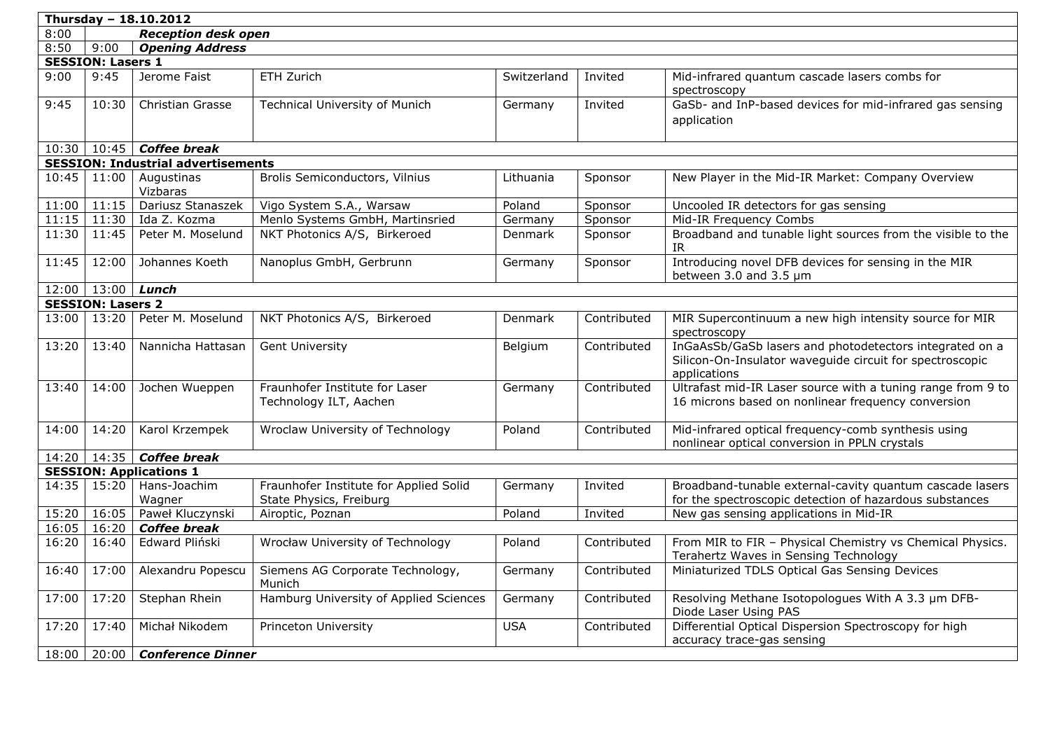| Thursday – 18.10.2012 | | | | | | |
|---|---|---|---|---|---|---|
| 8:00 | | ***Reception desk open*** | | | | |
| 8:50 | 9:00 | ***Opening Address*** | | | | |
| **SESSION: Lasers 1** | | | | | | |
| 9:00 | 9:45 | Jerome Faist | ETH Zurich | Switzerland | Invited | Mid-infrared quantum cascade lasers combs for spectroscopy |
| 9:45 | 10:30 | Christian Grasse | Technical University of Munich | Germany | Invited | GaSb- and InP-based devices for mid-infrared gas sensing application |
| 10:30 | 10:45 | ***Coffee break*** | | | | |
| **SESSION: Industrial advertisements** | | | | | | |
| 10:45 | 11:00 | Augustinas Vizbaras | Brolis Semiconductors, Vilnius | Lithuania | Sponsor | New Player in the Mid-IR Market: Company Overview |
| 11:00 | 11:15 | Dariusz Stanaszek | Vigo System S.A., Warsaw | Poland | Sponsor | Uncooled IR detectors for gas sensing |
| 11:15 | 11:30 | Ida Z. Kozma | Menlo Systems GmbH, Martinsried | Germany | Sponsor | Mid-IR Frequency Combs |
| 11:30 | 11:45 | Peter M. Moselund | NKT Photonics A/S, Birkeroed | Denmark | Sponsor | Broadband and tunable light sources from the visible to the IR |
| 11:45 | 12:00 | Johannes Koeth | Nanoplus GmbH, Gerbrunn | Germany | Sponsor | Introducing novel DFB devices for sensing in the MIR between 3.0 and 3.5 µm |
| 12:00 | 13:00 | ***Lunch*** | | | | |
| **SESSION: Lasers 2** | | | | | | |
| 13:00 | 13:20 | Peter M. Moselund | NKT Photonics A/S, Birkeroed | Denmark | Contributed | MIR Supercontinuum a new high intensity source for MIR spectroscopy |
| 13:20 | 13:40 | Nannicha Hattasan | Gent University | Belgium | Contributed | InGaAsSb/GaSb lasers and photodetectors integrated on a Silicon-On-Insulator waveguide circuit for spectroscopic applications |
| 13:40 | 14:00 | Jochen Wueppen | Fraunhofer Institute for Laser Technology ILT, Aachen | Germany | Contributed | Ultrafast mid-IR Laser source with a tuning range from 9 to 16 microns based on nonlinear frequency conversion |
| 14:00 | 14:20 | Karol Krzempek | Wroclaw University of Technology | Poland | Contributed | Mid-infrared optical frequency-comb synthesis using nonlinear optical conversion in PPLN crystals |
| 14:20 | 14:35 | ***Coffee break*** | | | | |
| **SESSION: Applications 1** | | | | | | |
| 14:35 | 15:20 | Hans-Joachim Wagner | Fraunhofer Institute for Applied Solid State Physics, Freiburg | Germany | Invited | Broadband-tunable external-cavity quantum cascade lasers for the spectroscopic detection of hazardous substances |
| 15:20 | 16:05 | Paweł Kluczynski | Airoptic, Poznan | Poland | Invited | New gas sensing applications in Mid-IR |
| 16:05 | 16:20 | ***Coffee break*** | | | | |
| 16:20 | 16:40 | Edward Pliński | Wrocław University of Technology | Poland | Contributed | From MIR to FIR – Physical Chemistry vs Chemical Physics. Terahertz Waves in Sensing Technology |
| 16:40 | 17:00 | Alexandru Popescu | Siemens AG Corporate Technology, Munich | Germany | Contributed | Miniaturized TDLS Optical Gas Sensing Devices |
| 17:00 | 17:20 | Stephan Rhein | Hamburg University of Applied Sciences | Germany | Contributed | Resolving Methane Isotopologues With A 3.3 µm DFB-Diode Laser Using PAS |
| 17:20 | 17:40 | Michał Nikodem | Princeton University | USA | Contributed | Differential Optical Dispersion Spectroscopy for high accuracy trace-gas sensing |
| 18:00 | 20:00 | ***Conference Dinner*** | | | | |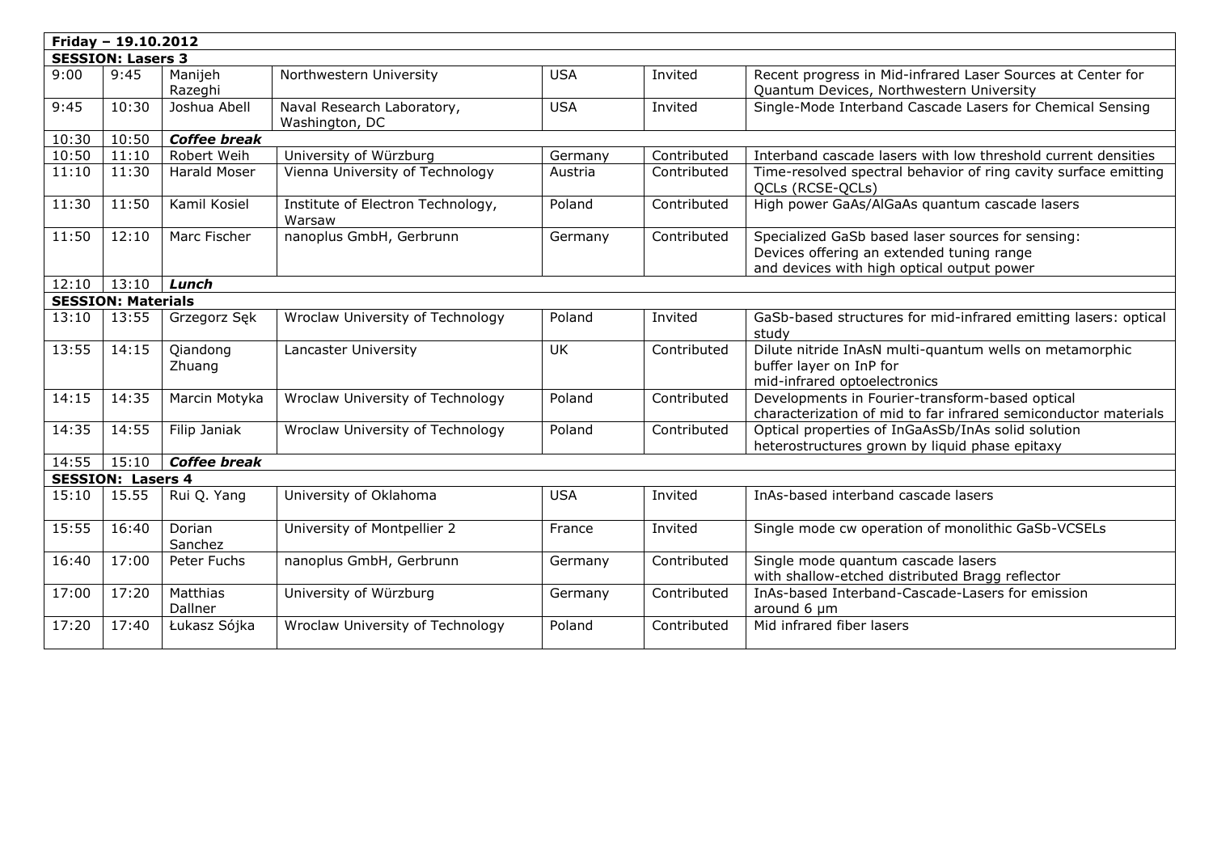| **Friday – 19.10.2012** | | | | | | |
|---|---|---|---|---|---|---|
| **SESSION: Lasers 3** | | | | | | |
| 9:00 | 9:45 | Manijeh Razeghi | Northwestern University | USA | Invited | Recent progress in Mid-infrared Laser Sources at Center for Quantum Devices, Northwestern University |
| 9:45 | 10:30 | Joshua Abell | Naval Research Laboratory, Washington, DC | USA | Invited | Single-Mode Interband Cascade Lasers for Chemical Sensing |
| 10:30 | 10:50 | ***Coffee break*** | | | | |
| 10:50 | 11:10 | Robert Weih | University of Würzburg | Germany | Contributed | Interband cascade lasers with low threshold current densities |
| 11:10 | 11:30 | Harald Moser | Vienna University of Technology | Austria | Contributed | Time-resolved spectral behavior of ring cavity surface emitting QCLs (RCSE-QCLs) |
| 11:30 | 11:50 | Kamil Kosiel | Institute of Electron Technology, Warsaw | Poland | Contributed | High power GaAs/AlGaAs quantum cascade lasers |
| 11:50 | 12:10 | Marc Fischer | nanoplus GmbH, Gerbrunn | Germany | Contributed | Specialized GaSb based laser sources for sensing: Devices offering an extended tuning range and devices with high optical output power |
| 12:10 | 13:10 | ***Lunch*** | | | | |
| **SESSION: Materials** | | | | | | |
| 13:10 | 13:55 | Grzegorz Sęk | Wroclaw University of Technology | Poland | Invited | GaSb-based structures for mid-infrared emitting lasers: optical study |
| 13:55 | 14:15 | Qiandong Zhuang | Lancaster University | UK | Contributed | Dilute nitride InAsN multi-quantum wells on metamorphic buffer layer on InP for mid-infrared optoelectronics |
| 14:15 | 14:35 | Marcin Motyka | Wroclaw University of Technology | Poland | Contributed | Developments in Fourier-transform-based optical characterization of mid to far infrared semiconductor materials |
| 14:35 | 14:55 | Filip Janiak | Wroclaw University of Technology | Poland | Contributed | Optical properties of InGaAsSb/InAs solid solution heterostructures grown by liquid phase epitaxy |
| 14:55 | 15:10 | ***Coffee break*** | | | | |
| **SESSION: Lasers 4** | | | | | | |
| 15:10 | 15.55 | Rui Q. Yang | University of Oklahoma | USA | Invited | InAs-based interband cascade lasers |
| 15:55 | 16:40 | Dorian Sanchez | University of Montpellier 2 | France | Invited | Single mode cw operation of monolithic GaSb-VCSELs |
| 16:40 | 17:00 | Peter Fuchs | nanoplus GmbH, Gerbrunn | Germany | Contributed | Single mode quantum cascade lasers with shallow-etched distributed Bragg reflector |
| 17:00 | 17:20 | Matthias Dallner | University of Würzburg | Germany | Contributed | InAs-based Interband-Cascade-Lasers for emission around 6 µm |
| 17:20 | 17:40 | Łukasz Sójka | Wroclaw University of Technology | Poland | Contributed | Mid infrared fiber lasers |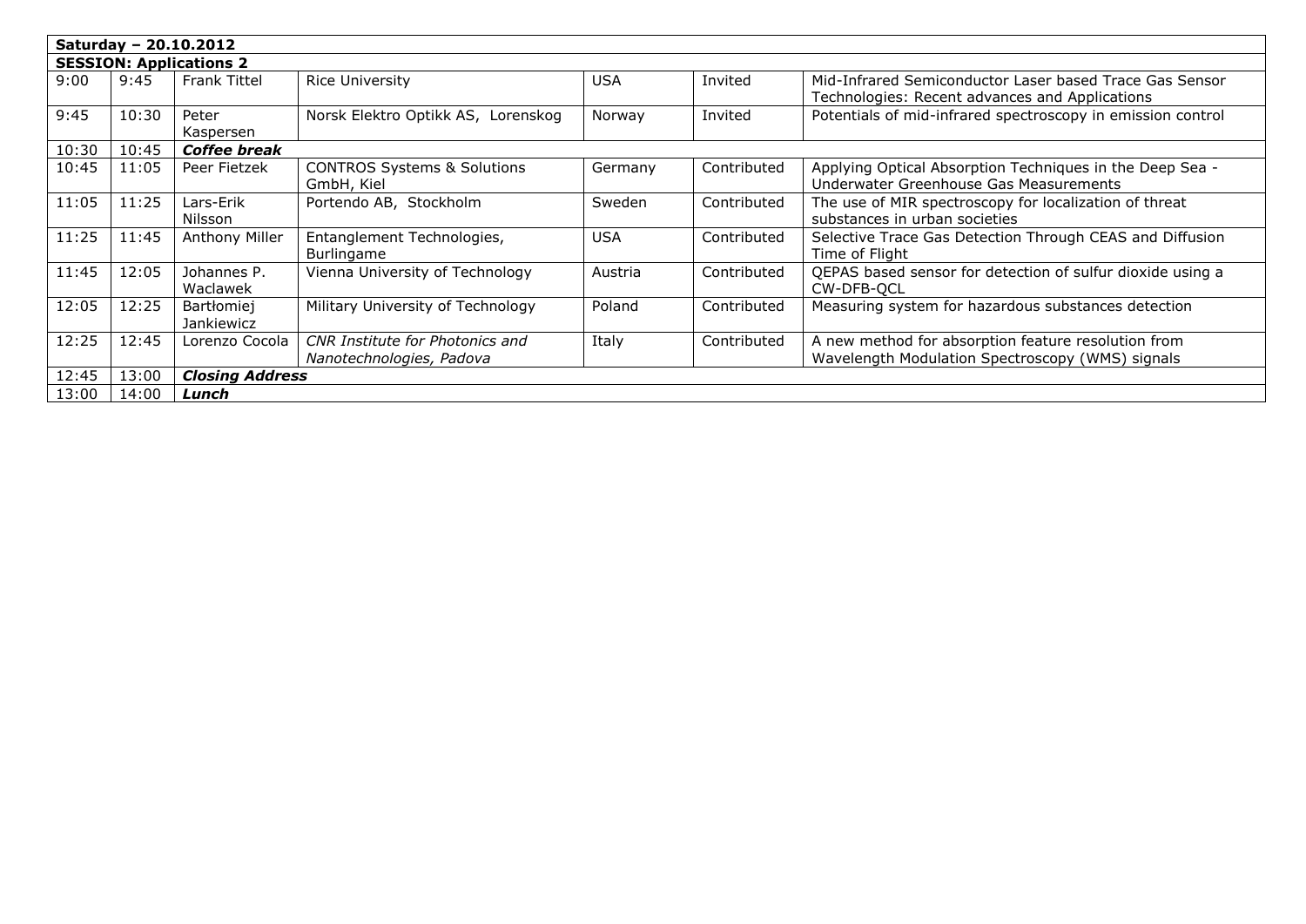| Saturday – 20.10.2012 | | | | | | |
|---|---|---|---|---|---|---|
| **SESSION: Applications 2** | | | | | | |
| 9:00 | 9:45 | Frank Tittel | Rice University | USA | Invited | Mid-Infrared Semiconductor Laser based Trace Gas Sensor Technologies: Recent advances and Applications |
| 9:45 | 10:30 | Peter Kaspersen | Norsk Elektro Optikk AS, Lorenskog | Norway | Invited | Potentials of mid-infrared spectroscopy in emission control |
| 10:30 | 10:45 | ***Coffee break*** | | | | |
| 10:45 | 11:05 | Peer Fietzek | CONTROS Systems & Solutions GmbH, Kiel | Germany | Contributed | Applying Optical Absorption Techniques in the Deep Sea - Underwater Greenhouse Gas Measurements |
| 11:05 | 11:25 | Lars-Erik Nilsson | Portendo AB, Stockholm | Sweden | Contributed | The use of MIR spectroscopy for localization of threat substances in urban societies |
| 11:25 | 11:45 | Anthony Miller | Entanglement Technologies, Burlingame | USA | Contributed | Selective Trace Gas Detection Through CEAS and Diffusion Time of Flight |
| 11:45 | 12:05 | Johannes P. Waclawek | Vienna University of Technology | Austria | Contributed | QEPAS based sensor for detection of sulfur dioxide using a CW-DFB-QCL |
| 12:05 | 12:25 | Bartłomiej Jankiewicz | Military University of Technology | Poland | Contributed | Measuring system for hazardous substances detection |
| 12:25 | 12:45 | Lorenzo Cocola | *CNR Institute for Photonics and Nanotechnologies, Padova* | Italy | Contributed | A new method for absorption feature resolution from Wavelength Modulation Spectroscopy (WMS) signals |
| 12:45 | 13:00 | ***Closing Address*** | | | | |
| 13:00 | 14:00 | ***Lunch*** | | | | |